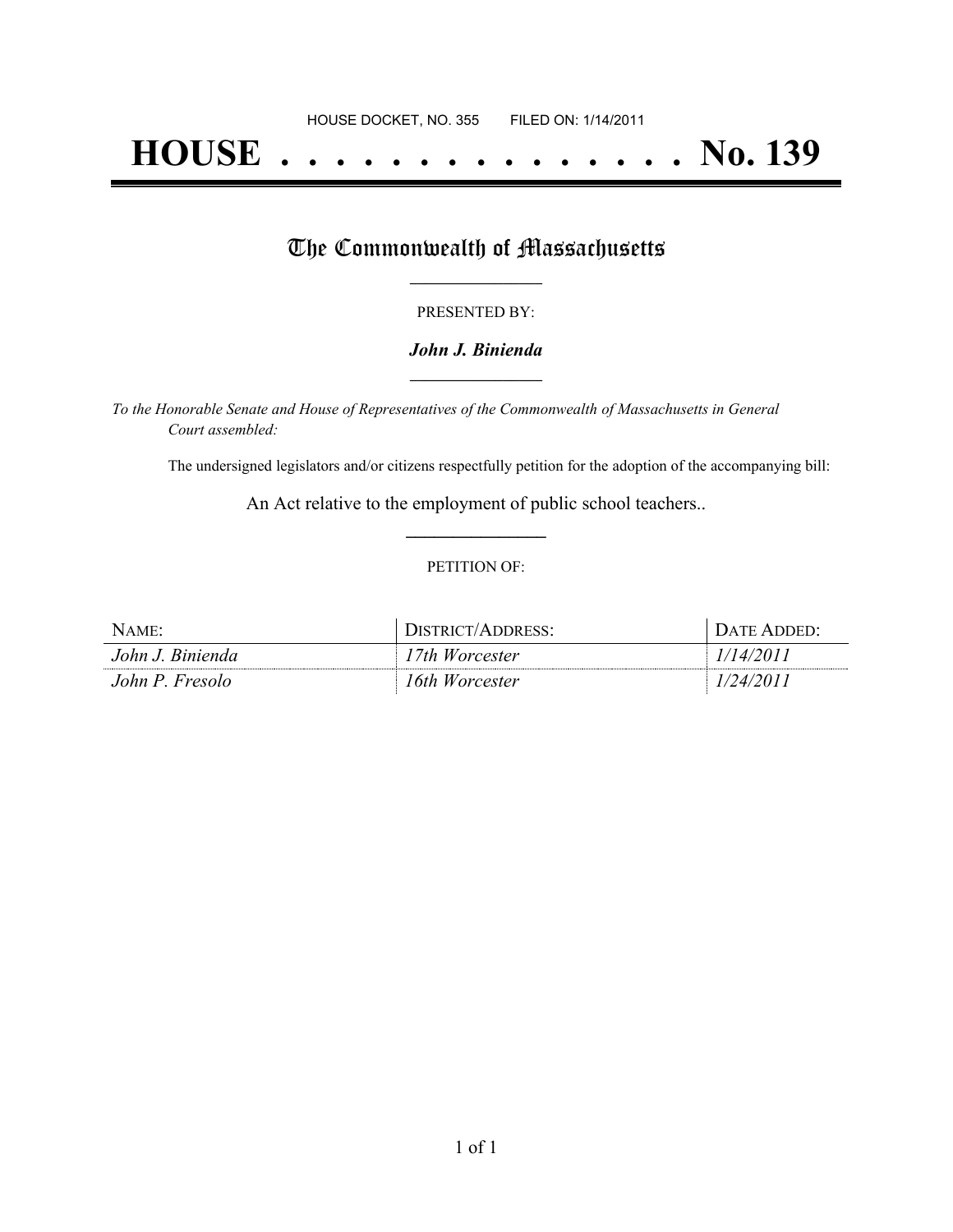HOUSE DOCKET, NO. 355        FILED ON: 1/14/2011

# HOUSE . . . . . . . . . . . . . . . No. 139

## The Commonwealth of Massachusetts

PRESENTED BY:

***John J. Binienda***

*To the Honorable Senate and House of Representatives of the Commonwealth of Massachusetts in General Court assembled:*

The undersigned legislators and/or citizens respectfully petition for the adoption of the accompanying bill:

An Act relative to the employment of public school teachers..

PETITION OF:

| NAME: | DISTRICT/ADDRESS: | DATE ADDED: |
|---|---|---|
| *John J. Binienda* | *17th Worcester* | *1/14/2011* |
| *John P. Fresolo* | *16th Worcester* | *1/24/2011* |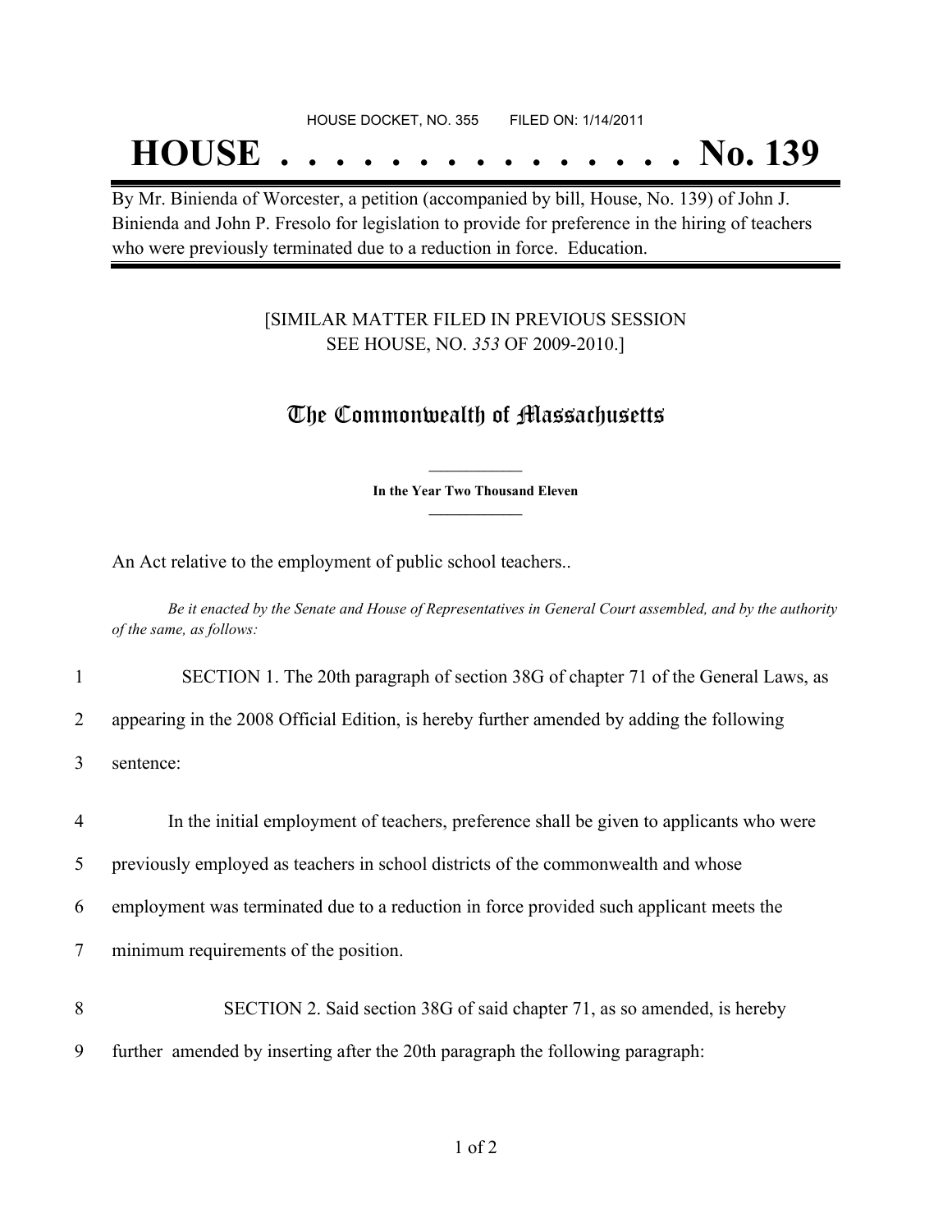HOUSE DOCKET, NO. 355 FILED ON: 1/14/2011

# HOUSE . . . . . . . . . . . . . . . No. 139

By Mr. Binienda of Worcester, a petition (accompanied by bill, House, No. 139) of John J. Binienda and John P. Fresolo for legislation to provide for preference in the hiring of teachers who were previously terminated due to a reduction in force. Education.

[SIMILAR MATTER FILED IN PREVIOUS SESSION SEE HOUSE, NO. *353* OF 2009-2010.]

## The Commonwealth of Massachusetts

**In the Year Two Thousand Eleven**

An Act relative to the employment of public school teachers..

*Be it enacted by the Senate and House of Representatives in General Court assembled, and by the authority of the same, as follows:*

1 SECTION 1. The 20th paragraph of section 38G of chapter 71 of the General Laws, as
2 appearing in the 2008 Official Edition, is hereby further amended by adding the following
3 sentence:

4 In the initial employment of teachers, preference shall be given to applicants who were
5 previously employed as teachers in school districts of the commonwealth and whose
6 employment was terminated due to a reduction in force provided such applicant meets the
7 minimum requirements of the position.

8 SECTION 2. Said section 38G of said chapter 71, as so amended, is hereby
9 further amended by inserting after the 20th paragraph the following paragraph: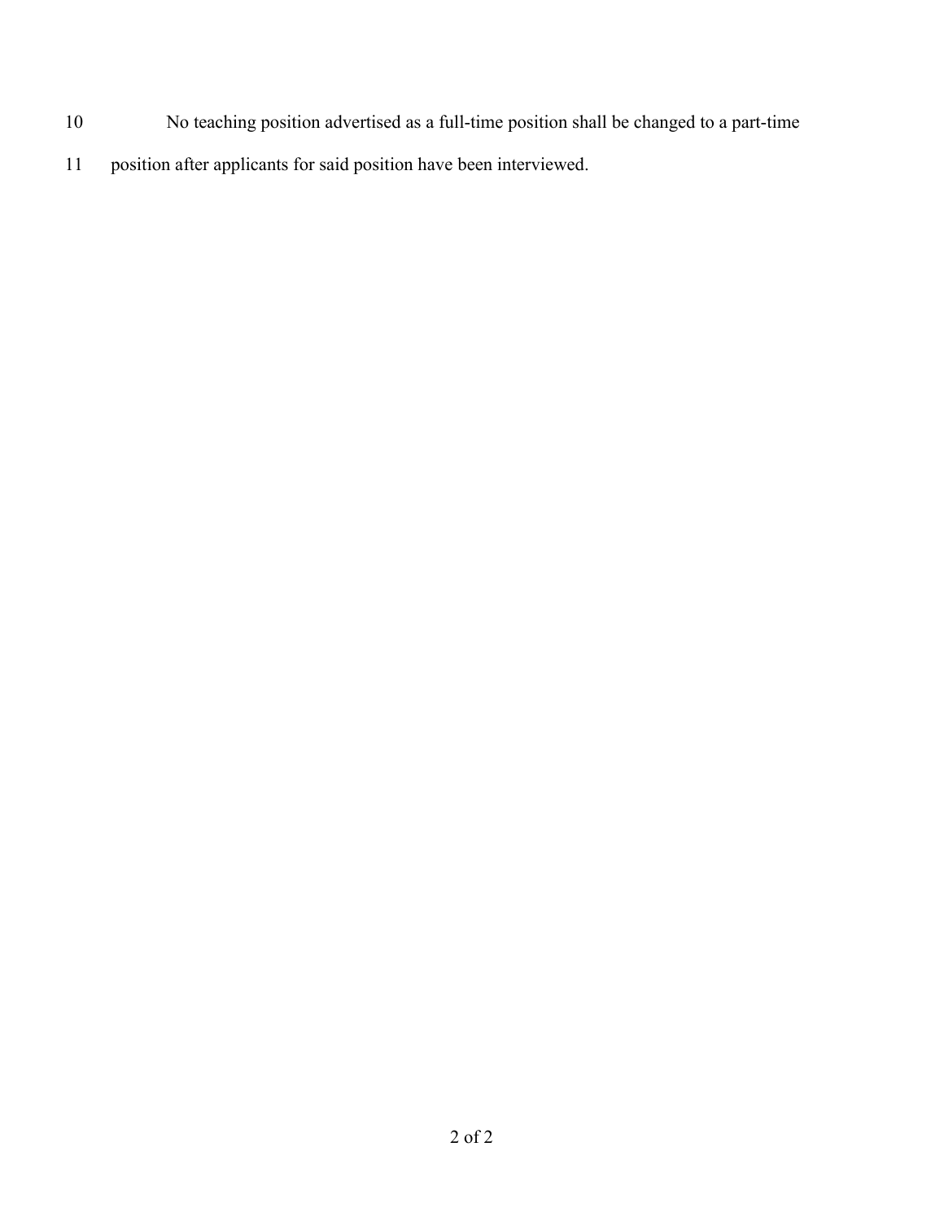No teaching position advertised as a full-time position shall be changed to a part-time position after applicants for said position have been interviewed.